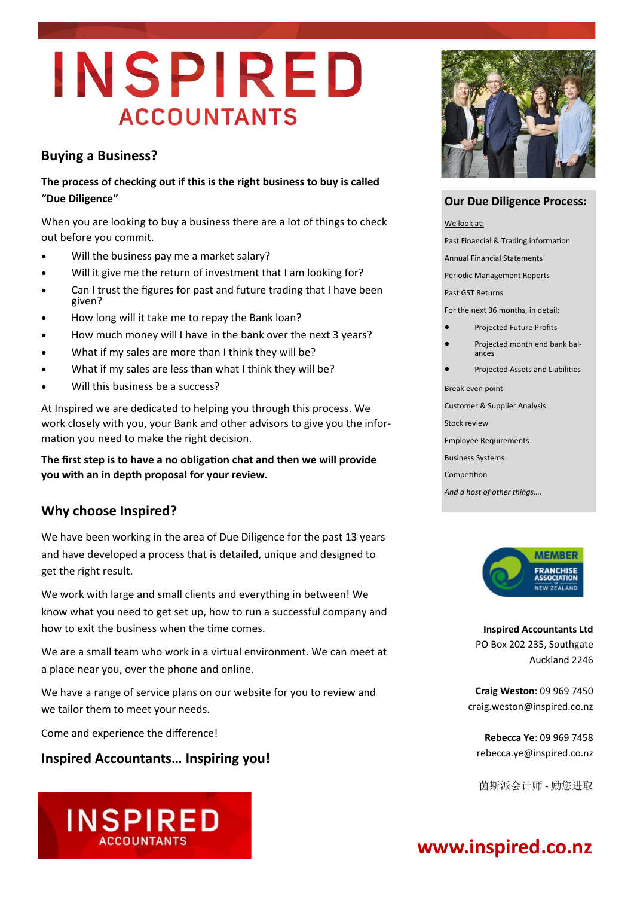# INSPIRED
## ACCOUNTANTS

### Buying a Business?

**The process of checking out if this is the right business to buy is called "Due Diligence"**

When you are looking to buy a business there are a lot of things to check out before you commit.

- Will the business pay me a market salary?
- Will it give me the return of investment that I am looking for?
- Can I trust the figures for past and future trading that I have been given?
- How long will it take me to repay the Bank loan?
- How much money will I have in the bank over the next 3 years?
- What if my sales are more than I think they will be?
- What if my sales are less than what I think they will be?
- Will this business be a success?

At Inspired we are dedicated to helping you through this process. We work closely with you, your Bank and other advisors to give you the information you need to make the right decision.

**The first step is to have a no obligation chat and then we will provide you with an in depth proposal for your review.**

### Why choose Inspired?

We have been working in the area of Due Diligence for the past 13 years and have developed a process that is detailed, unique and designed to get the right result.

We work with large and small clients and everything in between! We know what you need to get set up, how to run a successful company and how to exit the business when the time comes.

We are a small team who work in a virtual environment. We can meet at a place near you, over the phone and online.

We have a range of service plans on our website for you to review and we tailor them to meet your needs.

Come and experience the difference!

**Inspired Accountants… Inspiring you!**

INSPIRED ACCOUNTANTS

### Our Due Diligence Process:

We look at:

Past Financial & Trading information

Annual Financial Statements

Periodic Management Reports

Past GST Returns

For the next 36 months, in detail:

- Projected Future Profits
- Projected month end bank balances
- Projected Assets and Liabilities

Break even point

Customer & Supplier Analysis

Stock review

Employee Requirements

Business Systems

Competition

*And a host of other things….*

MEMBER FRANCHISE ASSOCIATION OF NEW ZEALAND

**Inspired Accountants Ltd**
PO Box 202 235, Southgate
Auckland 2246

**Craig Weston**: 09 969 7450
craig.weston@inspired.co.nz

**Rebecca Ye**: 09 969 7458
rebecca.ye@inspired.co.nz

茵斯派会计师 - 励您进取

**www.inspired.co.nz**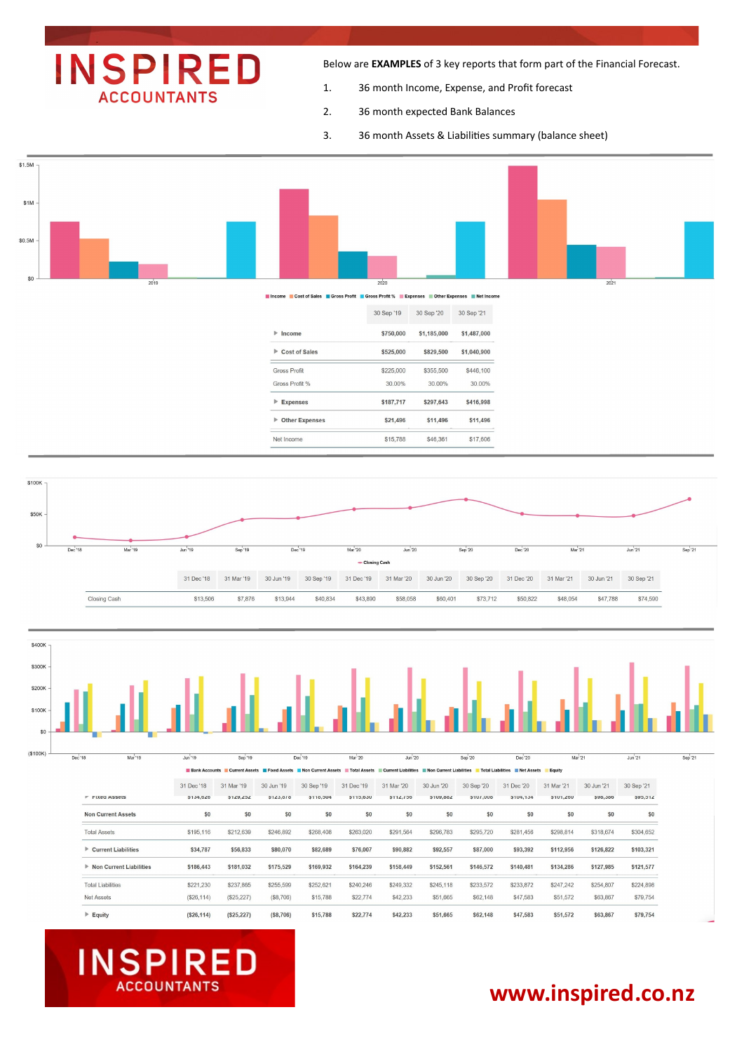# INSPIRED ACCOUNTANTS

Below are **EXAMPLES** of 3 key reports that form part of the Financial Forecast.

1. 36 month Income, Expense, and Profit forecast
2. 36 month expected Bank Balances
3. 36 month Assets & Liabilities summary (balance sheet)

$1.5M
$1M
$0.5M
$0
2019
2020
2021

Income · Cost of Sales · Gross Profit · Gross Profit % · Expenses · Other Expenses · Net Income

| | 30 Sep '19 | 30 Sep '20 | 30 Sep '21 |
|---|---|---|---|
| ▶ Income | $750,000 | $1,185,000 | $1,487,000 |
| ▶ Cost of Sales | $525,000 | $829,500 | $1,040,900 |
| Gross Profit | $225,000 | $355,500 | $446,100 |
| Gross Profit % | 30.00% | 30.00% | 30.00% |
| ▶ Expenses | $187,717 | $297,643 | $416,998 |
| ▶ Other Expenses | $21,496 | $11,496 | $11,496 |
| Net Income | $15,788 | $46,361 | $17,606 |

$100K
$50K
$0
Dec '18 · Mar '19 · Jun '19 · Sep '19 · Dec '19 · Mar '20 · Jun '20 · Sep '20 · Dec '20 · Mar '21 · Jun '21 · Sep '21

Closing Cash

| | 31 Dec '18 | 31 Mar '19 | 30 Jun '19 | 30 Sep '19 | 31 Dec '19 | 31 Mar '20 | 30 Jun '20 | 30 Sep '20 | 31 Dec '20 | 31 Mar '21 | 30 Jun '21 | 30 Sep '21 |
|---|---|---|---|---|---|---|---|---|---|---|---|---|
| Closing Cash | $13,506 | $7,876 | $13,944 | $40,834 | $43,890 | $58,058 | $60,401 | $73,712 | $50,822 | $48,054 | $47,788 | $74,590 |

$400K
$300K
$200K
$100K
$0
($100K)
Dec '18 · Mar '19 · Jun '19 · Sep '19 · Dec '19 · Mar '20 · Jun '20 · Sep '20 · Dec '20 · Mar '21 · Jun '21 · Sep '21

Bank Accounts · Current Assets · Fixed Assets · Non Current Assets · Total Assets · Current Liabilities · Non Current Liabilities · Total Liabilities · Net Assets · Equity

| | 31 Dec '18 | 31 Mar '19 | 30 Jun '19 | 30 Sep '19 | 31 Dec '19 | 31 Mar '20 | 30 Jun '20 | 30 Sep '20 | 31 Dec '20 | 31 Mar '21 | 30 Jun '21 | 30 Sep '21 |
|---|---|---|---|---|---|---|---|---|---|---|---|---|
| ▶ Fixed Assets | $134,626 | $129,252 | $123,878 | $118,504 | $113,630 | $112,756 | $109,882 | $107,008 | $104,134 | $101,260 | $98,386 | $95,512 |
| Non Current Assets | $0 | $0 | $0 | $0 | $0 | $0 | $0 | $0 | $0 | $0 | $0 | $0 |
| Total Assets | $195,116 | $212,639 | $246,892 | $268,408 | $263,020 | $291,564 | $296,783 | $295,720 | $281,458 | $298,814 | $318,674 | $304,652 |
| ▶ Current Liabilities | $34,787 | $56,833 | $80,070 | $82,689 | $76,007 | $90,882 | $92,557 | $87,000 | $93,392 | $112,956 | $126,822 | $103,321 |
| ▶ Non Current Liabilities | $186,443 | $181,032 | $175,529 | $169,932 | $164,239 | $158,449 | $152,561 | $146,572 | $140,481 | $134,286 | $127,985 | $121,577 |
| Total Liabilities | $221,230 | $237,865 | $255,599 | $252,621 | $240,246 | $249,332 | $245,118 | $233,572 | $233,872 | $247,242 | $254,807 | $224,898 |
| Net Assets | ($26,114) | ($25,227) | ($8,708) | $15,788 | $22,774 | $42,233 | $51,665 | $62,148 | $47,583 | $51,572 | $63,867 | $79,754 |
| ▶ Equity | ($26,114) | ($25,227) | ($8,706) | $15,788 | $22,774 | $42,233 | $51,665 | $62,148 | $47,583 | $51,572 | $63,867 | $79,754 |

INSPIRED ACCOUNTANTS

www.inspired.co.nz